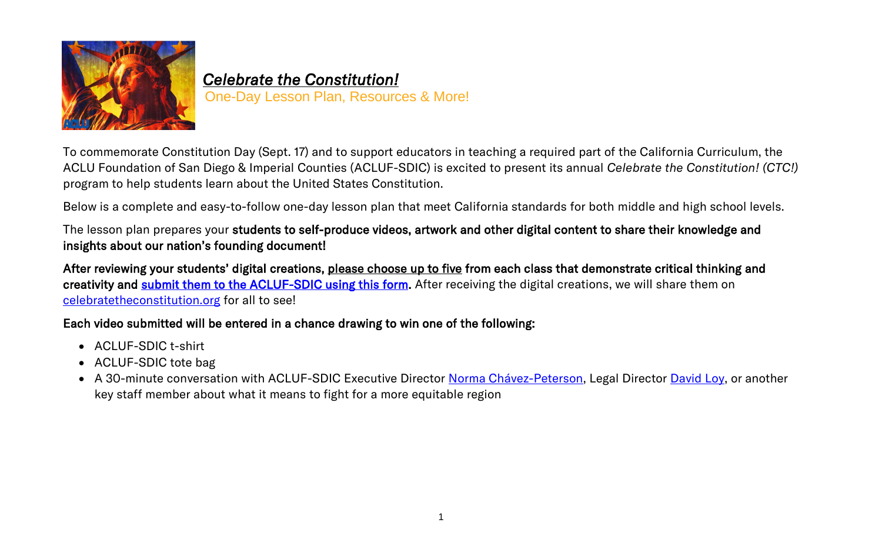# *Celebrate the Constitution!*

One-Day Lesson Plan, Resources & More!

To commemorate Constitution Day (Sept. 17) and to support educators in teaching a required part of the California Curriculum, the ACLU Foundation of San Diego & Imperial Counties (ACLUF-SDIC) is excited to present its annual *Celebrate the Constitution! (CTC!)* program to help students learn about the United States Constitution.

Below is a complete and easy-to-follow one-day lesson plan that meet California standards for both middle and high school levels.

The lesson plan prepares your **students to self-produce videos, artwork and other digital content to share their knowledge and insights about our nation's founding document!**

**After reviewing your students' digital creations, please choose up to five from each class that demonstrate critical thinking and creativity and submit them to the ACLUF-SDIC using this form.** After receiving the digital creations, we will share them on celebratetheconstitution.org for all to see!

**Each video submitted will be entered in a chance drawing to win one of the following:**

- ACLUF-SDIC t-shirt
- ACLUF-SDIC tote bag
- A 30-minute conversation with ACLUF-SDIC Executive Director Norma Chávez-Peterson, Legal Director David Loy, or another key staff member about what it means to fight for a more equitable region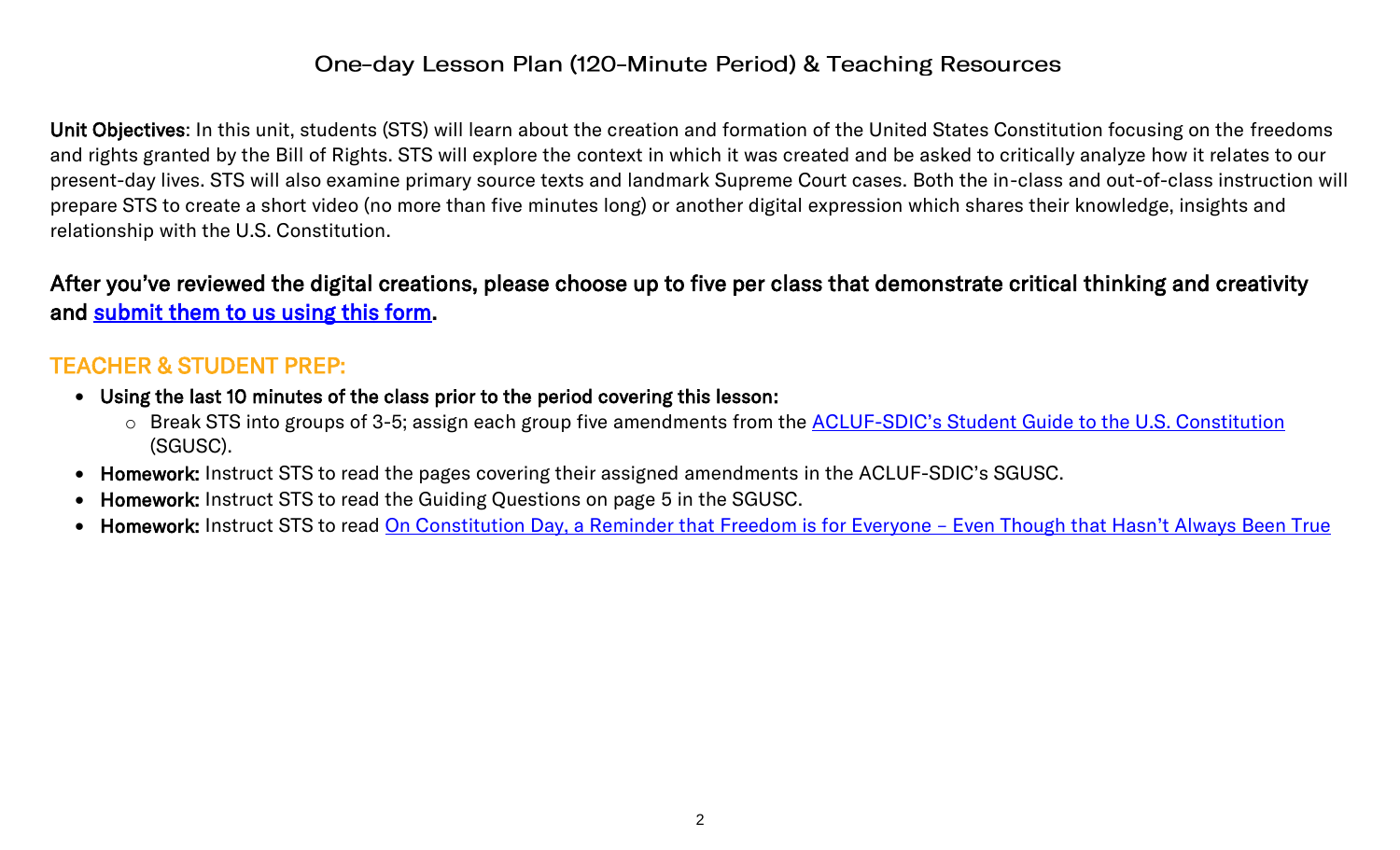# One-day Lesson Plan (120-Minute Period) & Teaching Resources

**Unit Objectives**: In this unit, students (STS) will learn about the creation and formation of the United States Constitution focusing on the freedoms and rights granted by the Bill of Rights. STS will explore the context in which it was created and be asked to critically analyze how it relates to our present-day lives. STS will also examine primary source texts and landmark Supreme Court cases. Both the in-class and out-of-class instruction will prepare STS to create a short video (no more than five minutes long) or another digital expression which shares their knowledge, insights and relationship with the U.S. Constitution.

**After you've reviewed the digital creations, please choose up to five per class that demonstrate critical thinking and creativity and submit them to us using this form.**

## TEACHER & STUDENT PREP:

- **Using the last 10 minutes of the class prior to the period covering this lesson:**
  - Break STS into groups of 3-5; assign each group five amendments from the ACLUF-SDIC's Student Guide to the U.S. Constitution (SGUSC).
- **Homework:** Instruct STS to read the pages covering their assigned amendments in the ACLUF-SDIC's SGUSC.
- **Homework:** Instruct STS to read the Guiding Questions on page 5 in the SGUSC.
- **Homework:** Instruct STS to read On Constitution Day, a Reminder that Freedom is for Everyone – Even Though that Hasn't Always Been True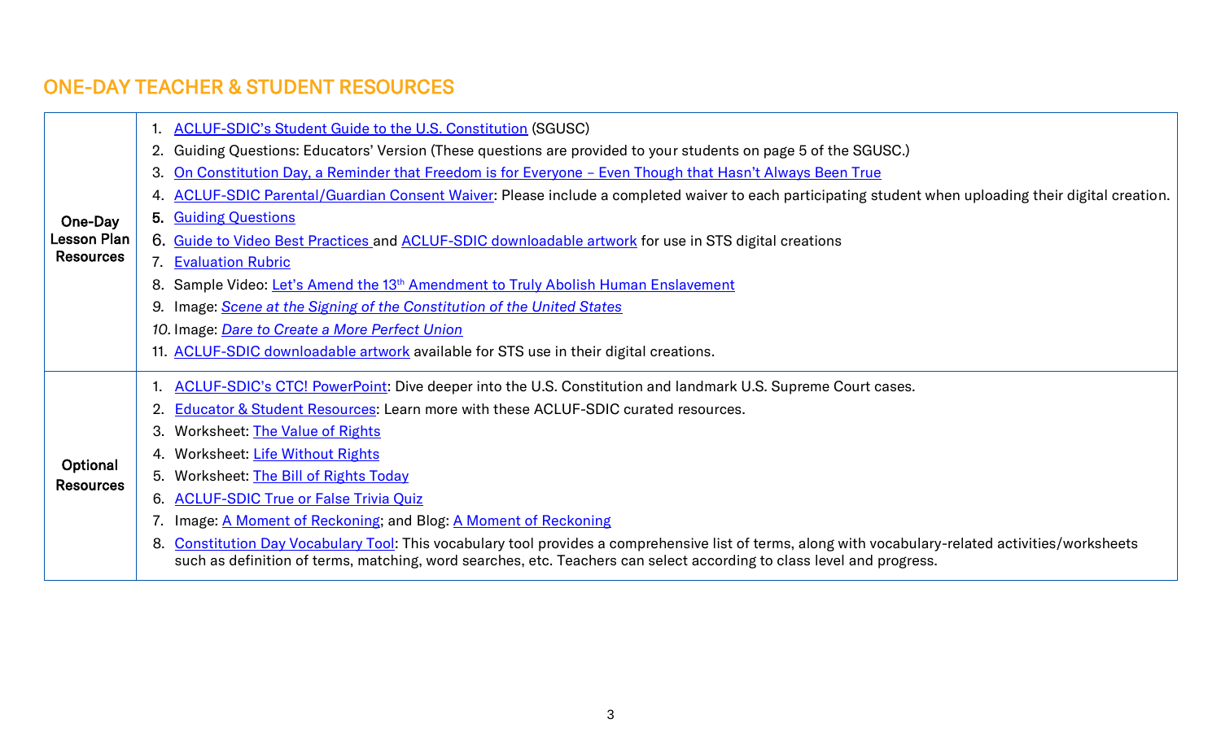## ONE-DAY TEACHER & STUDENT RESOURCES

| | |
|---|---|
| **One-Day Lesson Plan Resources** | 1. ACLUF-SDIC's Student Guide to the U.S. Constitution (SGUSC)<br>2. Guiding Questions: Educators' Version (These questions are provided to your students on page 5 of the SGUSC.)<br>3. On Constitution Day, a Reminder that Freedom is for Everyone – Even Though that Hasn't Always Been True<br>4. ACLUF-SDIC Parental/Guardian Consent Waiver: Please include a completed waiver to each participating student when uploading their digital creation.<br>5. Guiding Questions<br>6. Guide to Video Best Practices and ACLUF-SDIC downloadable artwork for use in STS digital creations<br>7. Evaluation Rubric<br>8. Sample Video: Let's Amend the 13th Amendment to Truly Abolish Human Enslavement<br>9. Image: *Scene at the Signing of the Constitution of the United States*<br>10. Image: *Dare to Create a More Perfect Union*<br>11. ACLUF-SDIC downloadable artwork available for STS use in their digital creations. |
| **Optional Resources** | 1. ACLUF-SDIC's CTC! PowerPoint: Dive deeper into the U.S. Constitution and landmark U.S. Supreme Court cases.<br>2. Educator & Student Resources: Learn more with these ACLUF-SDIC curated resources.<br>3. Worksheet: The Value of Rights<br>4. Worksheet: Life Without Rights<br>5. Worksheet: The Bill of Rights Today<br>6. ACLUF-SDIC True or False Trivia Quiz<br>7. Image: A Moment of Reckoning; and Blog: A Moment of Reckoning<br>8. Constitution Day Vocabulary Tool: This vocabulary tool provides a comprehensive list of terms, along with vocabulary-related activities/worksheets such as definition of terms, matching, word searches, etc. Teachers can select according to class level and progress. |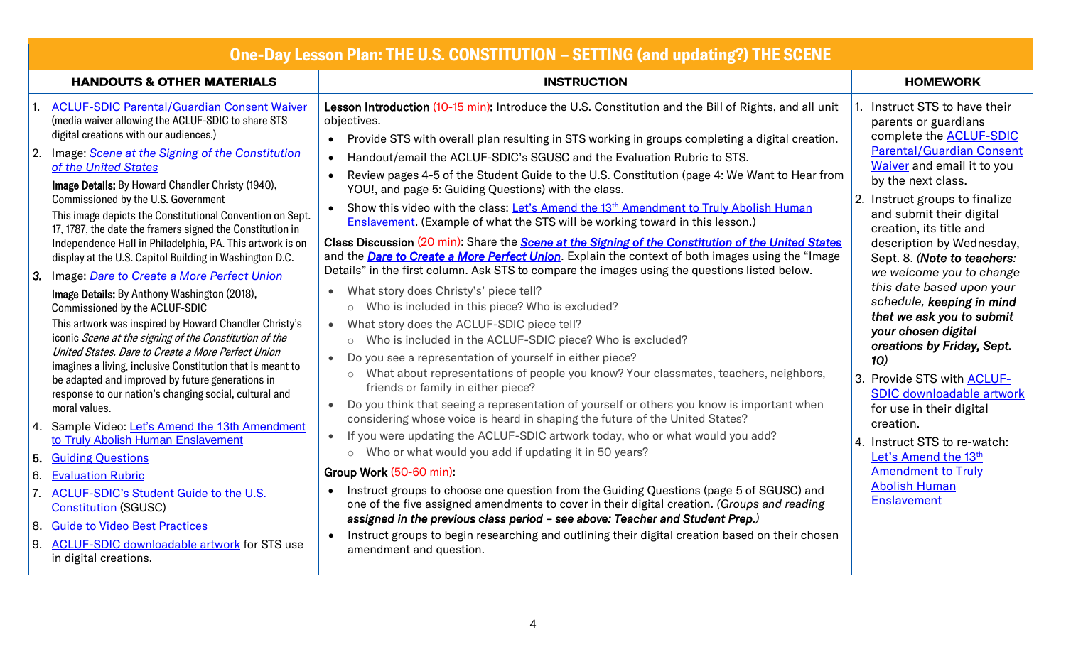# One-Day Lesson Plan: THE U.S. CONSTITUTION – SETTING (and updating?) THE SCENE

| HANDOUTS & OTHER MATERIALS | INSTRUCTION | HOMEWORK |
|---|---|---|
| 1. ACLUF-SDIC Parental/Guardian Consent Waiver (media waiver allowing the ACLUF-SDIC to share STS digital creations with our audiences.)<br><br>2. Image: *Scene at the Signing of the Constitution of the United States*<br>**Image Details:** By Howard Chandler Christy (1940), Commissioned by the U.S. Government<br>This image depicts the Constitutional Convention on Sept. 17, 1787, the date the framers signed the Constitution in Independence Hall in Philadelphia, PA. This artwork is on display at the U.S. Capitol Building in Washington D.C.<br><br>3. Image: *Dare to Create a More Perfect Union*<br>**Image Details:** By Anthony Washington (2018), Commissioned by the ACLUF-SDIC<br>This artwork was inspired by Howard Chandler Christy's iconic *Scene at the signing of the Constitution of the United States. Dare to Create a More Perfect Union* imagines a living, inclusive Constitution that is meant to be adapted and improved by future generations in response to our nation's changing social, cultural and moral values.<br><br>4. Sample Video: Let's Amend the 13th Amendment to Truly Abolish Human Enslavement<br><br>5. Guiding Questions<br><br>6. Evaluation Rubric<br><br>7. ACLUF-SDIC's Student Guide to the U.S. Constitution (SGUSC)<br><br>8. Guide to Video Best Practices<br><br>9. ACLUF-SDIC downloadable artwork for STS use in digital creations. | **Lesson Introduction** (10-15 min)**:** Introduce the U.S. Constitution and the Bill of Rights, and all unit objectives.<br>• Provide STS with overall plan resulting in STS working in groups completing a digital creation.<br>• Handout/email the ACLUF-SDIC's SGUSC and the Evaluation Rubric to STS.<br>• Review pages 4-5 of the Student Guide to the U.S. Constitution (page 4: We Want to Hear from YOU!, and page 5: Guiding Questions) with the class.<br>• Show this video with the class: Let's Amend the 13th Amendment to Truly Abolish Human Enslavement. (Example of what the STS will be working toward in this lesson.)<br><br>**Class Discussion** (20 min): Share the ***Scene at the Signing of the Constitution of the United States*** and the ***Dare to Create a More Perfect Union***. Explain the context of both images using the "Image Details" in the first column. Ask STS to compare the images using the questions listed below.<br>• What story does Christy's' piece tell?<br>  ○ Who is included in this piece? Who is excluded?<br>• What story does the ACLUF-SDIC piece tell?<br>  ○ Who is included in the ACLUF-SDIC piece? Who is excluded?<br>• Do you see a representation of yourself in either piece?<br>  ○ What about representations of people you know? Your classmates, teachers, neighbors, friends or family in either piece?<br>• Do you think that seeing a representation of yourself or others you know is important when considering whose voice is heard in shaping the future of the United States?<br>• If you were updating the ACLUF-SDIC artwork today, who or what would you add?<br>  ○ Who or what would you add if updating it in 50 years?<br><br>**Group Work** (50-60 min):<br>• Instruct groups to choose one question from the Guiding Questions (page 5 of SGUSC) and one of the five assigned amendments to cover in their digital creation. *(Groups and reading **assigned in the previous class period – see above: Teacher and Student Prep.**)*<br>• Instruct groups to begin researching and outlining their digital creation based on their chosen amendment and question. | 1. Instruct STS to have their parents or guardians complete the ACLUF-SDIC Parental/Guardian Consent Waiver and email it to you by the next class.<br><br>2. Instruct groups to finalize and submit their digital creation, its title and description by Wednesday, Sept. 8. (***Note to teachers:*** *we welcome you to change this date based upon your schedule,* ***keeping in mind that we ask you to submit your chosen digital creations by Friday, Sept. 10)***<br><br>3. Provide STS with ACLUF-SDIC downloadable artwork for use in their digital creation.<br><br>4. Instruct STS to re-watch: Let's Amend the 13th Amendment to Truly Abolish Human Enslavement |